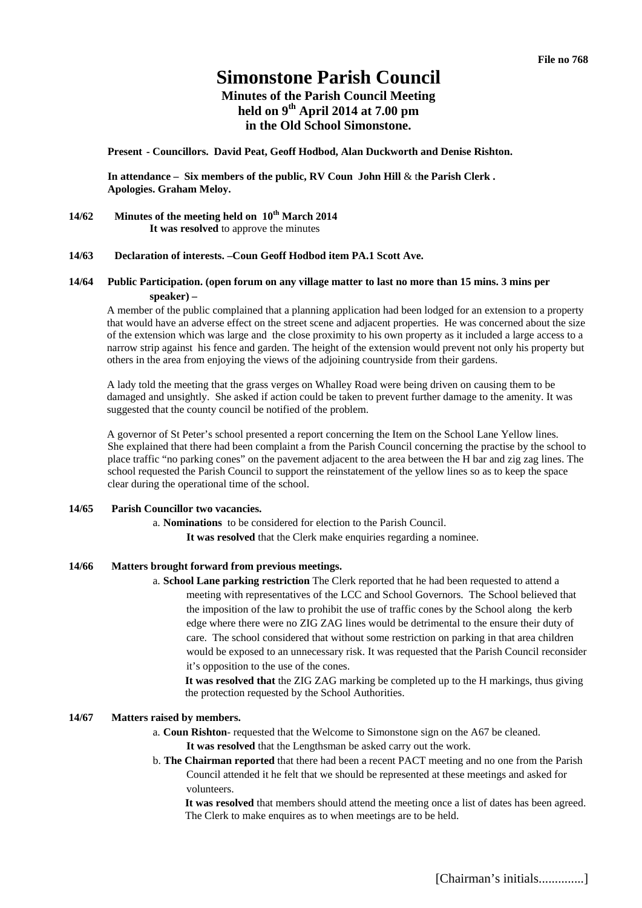File no 768

# Simonstone Parish Council

## Minutes of the Parish Council Meeting held on 9th April 2014 at 7.00 pm in the Old School Simonstone.

**Present - Councillors. David Peat, Geoff Hodbod, Alan Duckworth and Denise Rishton.**

**In attendance – Six members of the public, RV Coun John Hill** & t**he Parish Clerk . Apologies. Graham Meloy.**

**14/62 Minutes of the meeting held on 10th March 2014**

**It was resolved** to approve the minutes

**14/63 Declaration of interests. –Coun Geoff Hodbod item PA.1 Scott Ave.**

**14/64 Public Participation. (open forum on any village matter to last no more than 15 mins. 3 mins per speaker) –**

A member of the public complained that a planning application had been lodged for an extension to a property that would have an adverse effect on the street scene and adjacent properties. He was concerned about the size of the extension which was large and the close proximity to his own property as it included a large access to a narrow strip against his fence and garden. The height of the extension would prevent not only his property but others in the area from enjoying the views of the adjoining countryside from their gardens.

A lady told the meeting that the grass verges on Whalley Road were being driven on causing them to be damaged and unsightly. She asked if action could be taken to prevent further damage to the amenity. It was suggested that the county council be notified of the problem.

A governor of St Peter's school presented a report concerning the Item on the School Lane Yellow lines. She explained that there had been complaint a from the Parish Council concerning the practise by the school to place traffic "no parking cones" on the pavement adjacent to the area between the H bar and zig zag lines. The school requested the Parish Council to support the reinstatement of the yellow lines so as to keep the space clear during the operational time of the school.

**14/65 Parish Councillor two vacancies.**

a. **Nominations** to be considered for election to the Parish Council.

**It was resolved** that the Clerk make enquiries regarding a nominee.

**14/66 Matters brought forward from previous meetings.**

a. **School Lane parking restriction** The Clerk reported that he had been requested to attend a meeting with representatives of the LCC and School Governors. The School believed that the imposition of the law to prohibit the use of traffic cones by the School along the kerb edge where there were no ZIG ZAG lines would be detrimental to the ensure their duty of care. The school considered that without some restriction on parking in that area children would be exposed to an unnecessary risk. It was requested that the Parish Council reconsider it's opposition to the use of the cones.

**It was resolved that** the ZIG ZAG marking be completed up to the H markings, thus giving the protection requested by the School Authorities.

**14/67 Matters raised by members.**

a. **Coun Rishton**- requested that the Welcome to Simonstone sign on the A67 be cleaned.

**It was resolved** that the Lengthsman be asked carry out the work.

b. **The Chairman reported** that there had been a recent PACT meeting and no one from the Parish Council attended it he felt that we should be represented at these meetings and asked for volunteers.

**It was resolved** that members should attend the meeting once a list of dates has been agreed. The Clerk to make enquires as to when meetings are to be held.

[Chairman's initials.............]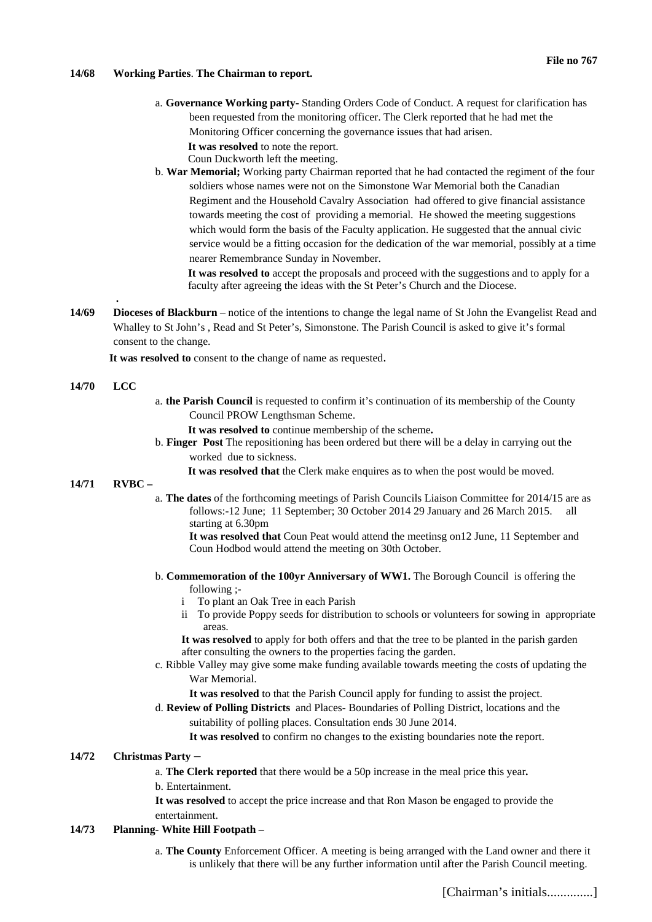**14/68 Working Parties. The Chairman to report.**

a. **Governance Working party-** Standing Orders Code of Conduct. A request for clarification has been requested from the monitoring officer. The Clerk reported that he had met the Monitoring Officer concerning the governance issues that had arisen.

**It was resolved** to note the report.

Coun Duckworth left the meeting.

b. **War Memorial;** Working party Chairman reported that he had contacted the regiment of the four soldiers whose names were not on the Simonstone War Memorial both the Canadian Regiment and the Household Cavalry Association had offered to give financial assistance towards meeting the cost of providing a memorial. He showed the meeting suggestions which would form the basis of the Faculty application. He suggested that the annual civic service would be a fitting occasion for the dedication of the war memorial, possibly at a time nearer Remembrance Sunday in November.

**It was resolved to** accept the proposals and proceed with the suggestions and to apply for a faculty after agreeing the ideas with the St Peter's Church and the Diocese.

.

**14/69 Dioceses of Blackburn** – notice of the intentions to change the legal name of St John the Evangelist Read and Whalley to St John's , Read and St Peter's, Simonstone. The Parish Council is asked to give it's formal consent to the change.

**It was resolved to** consent to the change of name as requested.

**14/70 LCC**

a. **the Parish Council** is requested to confirm it's continuation of its membership of the County Council PROW Lengthsman Scheme.

**It was resolved to** continue membership of the scheme**.**

b. **Finger Post** The repositioning has been ordered but there will be a delay in carrying out the worked due to sickness.

**It was resolved that** the Clerk make enquires as to when the post would be moved.

**14/71 RVBC –**

a. **The dates** of the forthcoming meetings of Parish Councils Liaison Committee for 2014/15 are as follows:-12 June; 11 September; 30 October 2014 29 January and 26 March 2015. all starting at 6.30pm

**It was resolved that** Coun Peat would attend the meetinsg on12 June, 11 September and Coun Hodbod would attend the meeting on 30th October.

b. **Commemoration of the 100yr Anniversary of WW1.** The Borough Council is offering the following ;-

i To plant an Oak Tree in each Parish

ii To provide Poppy seeds for distribution to schools or volunteers for sowing in appropriate areas.

**It was resolved** to apply for both offers and that the tree to be planted in the parish garden after consulting the owners to the properties facing the garden.

c. Ribble Valley may give some make funding available towards meeting the costs of updating the War Memorial.

**It was resolved** to that the Parish Council apply for funding to assist the project.

d. **Review of Polling Districts** and Places- Boundaries of Polling District, locations and the suitability of polling places. Consultation ends 30 June 2014.

**It was resolved** to confirm no changes to the existing boundaries note the report.

**14/72 Christmas Party –**

a. **The Clerk reported** that there would be a 50p increase in the meal price this year**.**

b. Entertainment.

**It was resolved** to accept the price increase and that Ron Mason be engaged to provide the entertainment.

**14/73 Planning- White Hill Footpath –**

a. **The County** Enforcement Officer. A meeting is being arranged with the Land owner and there it is unlikely that there will be any further information until after the Parish Council meeting.

[Chairman's initials.............]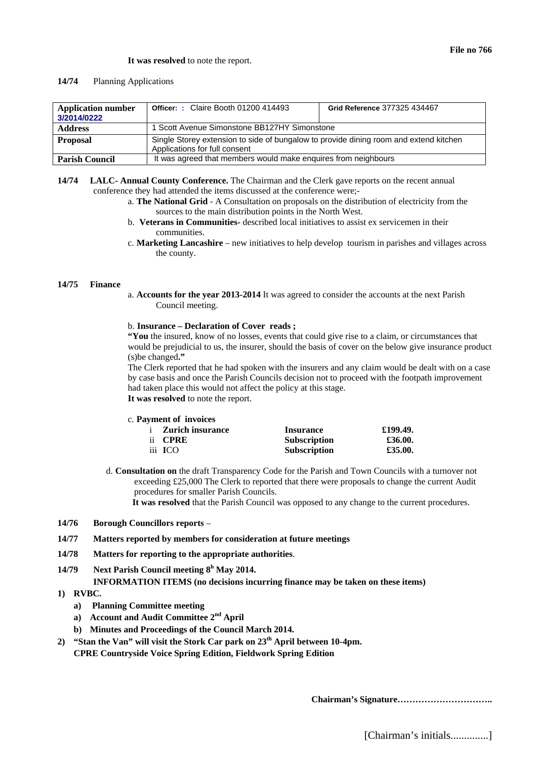**It was resolved** to note the report.

**14/74** Planning Applications

| | | |
|---|---|---|
| **Application number** 3/2014/0222 | **Officer: :** Claire Booth 01200 414493 | **Grid Reference** 377325 434467 |
| **Address** | 1 Scott Avenue Simonstone BB127HY Simonstone | |
| **Proposal** | Single Storey extension to side of bungalow to provide dining room and extend kitchen Applications for full consent | |
| **Parish Council** | It was agreed that members would make enquires from neighbours | |

**14/74 LALC- Annual County Conference.** The Chairman and the Clerk gave reports on the recent annual conference they had attended the items discussed at the conference were;-

a. **The National Grid** - A Consultation on proposals on the distribution of electricity from the sources to the main distribution points in the North West.

b. **Veterans in Communities**- described local initiatives to assist ex servicemen in their communities.

c. **Marketing Lancashire** – new initiatives to help develop tourism in parishes and villages across the county.

**14/75 Finance**

a. **Accounts for the year 2013-2014** It was agreed to consider the accounts at the next Parish Council meeting.

b. **Insurance – Declaration of Cover reads ;**

**"You** the insured, know of no losses, events that could give rise to a claim, or circumstances that would be prejudicial to us, the insurer, should the basis of cover on the below give insurance product (s)be changed**."**

The Clerk reported that he had spoken with the insurers and any claim would be dealt with on a case by case basis and once the Parish Councils decision not to proceed with the footpath improvement had taken place this would not affect the policy at this stage.

**It was resolved** to note the report.

c. **Payment of invoices**

| | | | |
|---|---|---|---|
| i | **Zurich insurance** | **Insurance** | **£199.49.** |
| ii | **CPRE** | **Subscription** | **£36.00.** |
| iii | **I**CO | **Subscription** | **£35.00.** |

d. **Consultation on** the draft Transparency Code for the Parish and Town Councils with a turnover not exceeding £25,000 The Clerk to reported that there were proposals to change the current Audit procedures for smaller Parish Councils.

**It was resolved** that the Parish Council was opposed to any change to the current procedures.

**14/76 Borough Councillors reports** –

**14/77 Matters reported by members for consideration at future meetings**

**14/78 Matters for reporting to the appropriate authorities**.

**14/79 Next Parish Council meeting 8h May 2014.**

**INFORMATION ITEMS (no decisions incurring finance may be taken on these items)**

**1) RVBC.**

- **a) Planning Committee meeting**
- **a) Account and Audit Committee 2nd April**
- **b) Minutes and Proceedings of the Council March 2014.**

**2) "Stan the Van" will visit the Stork Car park on 23th April between 10-4pm.**
**CPRE Countryside Voice Spring Edition, Fieldwork Spring Edition**

**Chairman's Signature…………………………..**

[Chairman's initials.............]